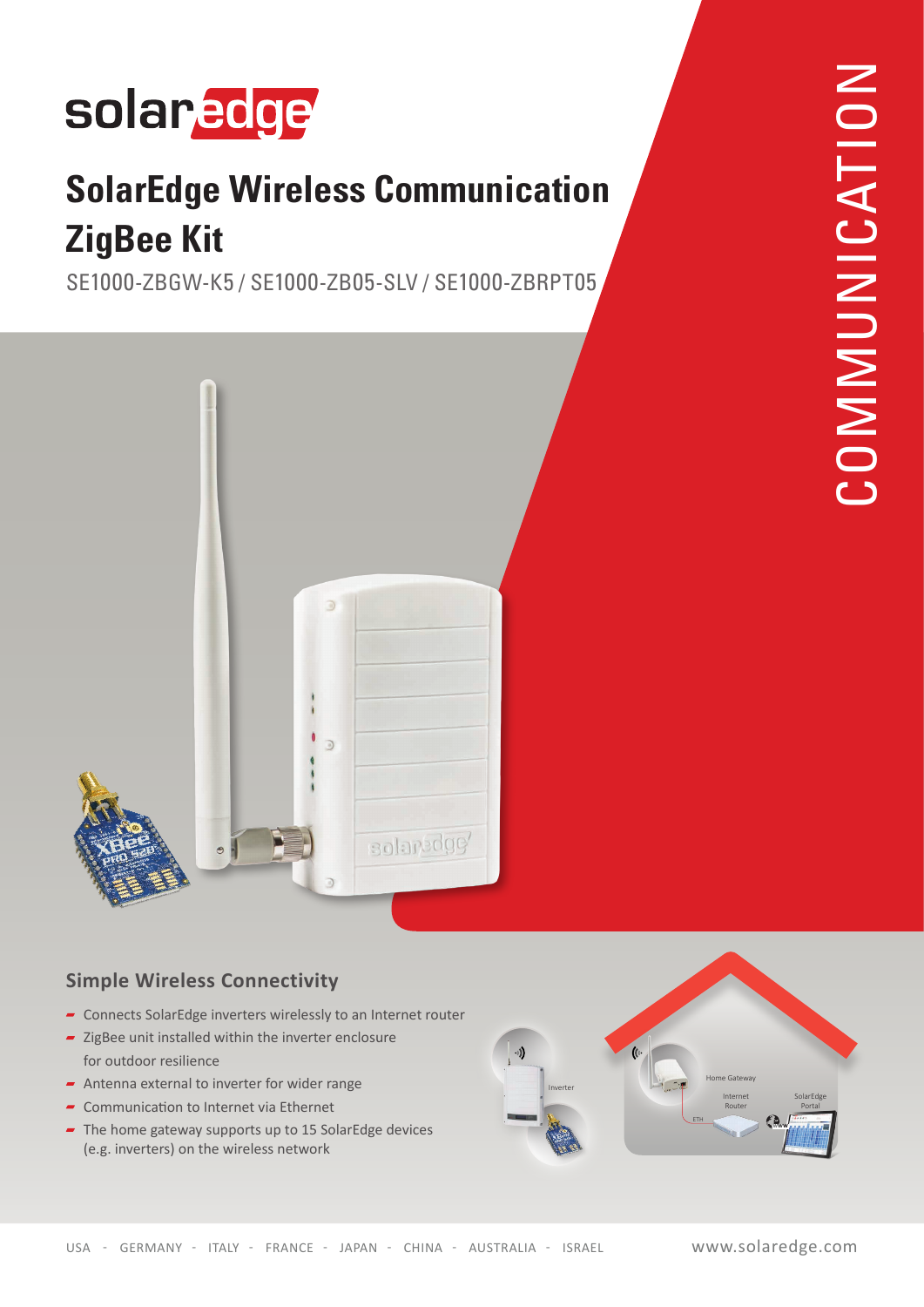solaredge

# SolarEdge Wireless Communication ZigBee Kit

SE1000-ZBGW-K5 / SE1000-ZB05-SLV / SE1000-ZBRPT05

COMMUNICATION

## Simple Wireless Connectivity

- Connects SolarEdge inverters wirelessly to an Internet router
- ZigBee unit installed within the inverter enclosure for outdoor resilience
- Antenna external to inverter for wider range
- Communication to Internet via Ethernet
- The home gateway supports up to 15 SolarEdge devices (e.g. inverters) on the wireless network

Inverter

Home Gateway

ETH

Internet Router

SolarEdge Portal

USA - GERMANY - ITALY - FRANCE - JAPAN - CHINA - AUSTRALIA - ISRAEL

www.solaredge.com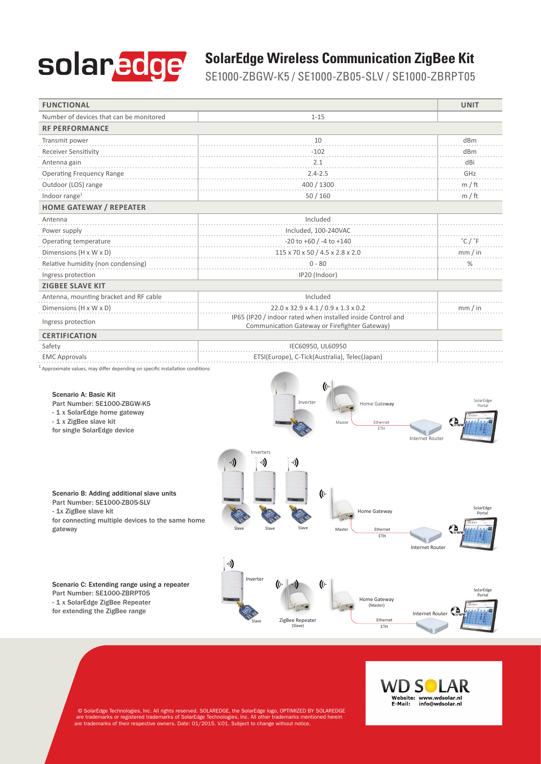# SolarEdge Wireless Communication ZigBee Kit

SE1000-ZBGW-K5 / SE1000-ZB05-SLV / SE1000-ZBRPT05

| FUNCTIONAL | | UNIT |
|---|---|---|
| Number of devices that can be monitored | 1-15 | |
| **RF PERFORMANCE** | | |
| Transmit power | 10 | dBm |
| Receiver Sensitivity | -102 | dBm |
| Antenna gain | 2.1 | dBi |
| Operating Frequency Range | 2.4-2.5 | GHz |
| Outdoor (LOS) range | 400 / 1300 | m / ft |
| Indoor range[1] | 50 / 160 | m / ft |
| **HOME GATEWAY / REPEATER** | | |
| Antenna | Included | |
| Power supply | Included, 100-240VAC | |
| Operating temperature | -20 to +60 / -4 to +140 | ˚C / ˚F |
| Dimensions (H x W x D) | 115 x 70 x 50 / 4.5 x 2.8 x 2.0 | mm / in |
| Relative humidity (non condensing) | 0 - 80 | % |
| Ingress protection | IP20 (Indoor) | |
| **ZIGBEE SLAVE KIT** | | |
| Antenna, mounting bracket and RF cable | Included | |
| Dimensions (H x W x D) | 22.0 x 32.9 x 4.1 / 0.9 x 1.3 x 0.2 | mm / in |
| Ingress protection | IP65 (IP20 / indoor rated when installed inside Control and Communication Gateway or Firefighter Gateway) | |
| **CERTIFICATION** | | |
| Safety | IEC60950, UL60950 | |
| EMC Approvals | ETSI(Europe), C-Tick(Australia), Telec(Japan) | |

[1] Approximate values, may differ depending on specific installation conditions

**Scenario A: Basic Kit**
Part Number: SE1000-ZBGW-K5
- 1 x SolarEdge home gateway
- 1 x ZigBee slave kit

for single SolarEdge device

Inverter
Master
Home Gateway
Ethernet
ETH
Internet Router
SolarEdge Portal

**Scenario B: Adding additional slave units**
Part Number: SE1000-ZB05-SLV
- 1x ZigBee slave kit

for connecting multiple devices to the same home gateway

Inverters
Slave
Slave
Slave
Master
Home Gateway
Ethernet
ETH
Internet Router
SolarEdge Portal

**Scenario C: Extending range using a repeater**
Part Number: SE1000-ZBRPT05
- 1 x SolarEdge ZigBee Repeater

for extending the ZigBee range

Inverter
Slave
ZigBee Repeater (Slave)
Home Gateway (Master)
Ethernet
ETH
Internet Router
SolarEdge Portal

WD SOLAR
Website: www.wdsolar.nl
E-Mail: info@wdsolar.nl

© SolarEdge Technologies, Inc. All rights reserved. SOLAREDGE, the SolarEdge logo, OPTIMIZED BY SOLAREDGE are trademarks or registered trademarks of SolarEdge Technologies, Inc. All other trademarks mentioned herein are trademarks of their respective owners. Date: 01/2015. V.01. Subject to change without notice.